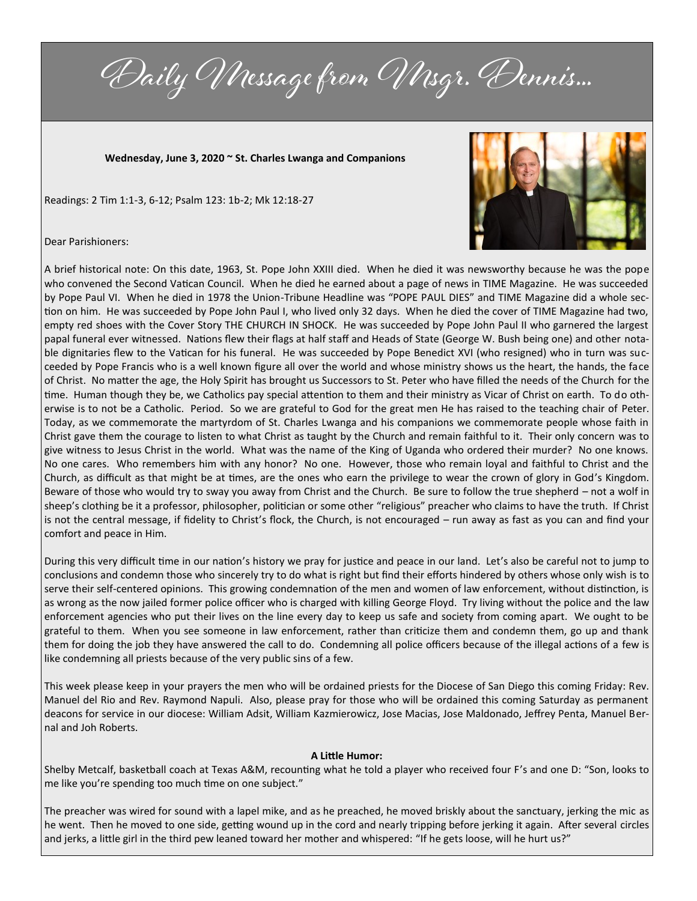# Daily Message from Msgr. Dennis...

**Wednesday, June 3, 2020 ~ St. Charles Lwanga and Companions**

Readings: 2 Tim 1:1-3, 6-12; Psalm 123: 1b-2; Mk 12:18-27

Dear Parishioners:

A brief historical note: On this date, 1963, St. Pope John XXIII died. When he died it was newsworthy because he was the pope who convened the Second Vatican Council. When he died he earned about a page of news in TIME Magazine. He was succeeded by Pope Paul VI. When he died in 1978 the Union-Tribune Headline was "POPE PAUL DIES" and TIME Magazine did a whole section on him. He was succeeded by Pope John Paul I, who lived only 32 days. When he died the cover of TIME Magazine had two, empty red shoes with the Cover Story THE CHURCH IN SHOCK. He was succeeded by Pope John Paul II who garnered the largest papal funeral ever witnessed. Nations flew their flags at half staff and Heads of State (George W. Bush being one) and other notable dignitaries flew to the Vatican for his funeral. He was succeeded by Pope Benedict XVI (who resigned) who in turn was succeeded by Pope Francis who is a well known figure all over the world and whose ministry shows us the heart, the hands, the face of Christ. No matter the age, the Holy Spirit has brought us Successors to St. Peter who have filled the needs of the Church for the time. Human though they be, we Catholics pay special attention to them and their ministry as Vicar of Christ on earth. To do otherwise is to not be a Catholic. Period. So we are grateful to God for the great men He has raised to the teaching chair of Peter. Today, as we commemorate the martyrdom of St. Charles Lwanga and his companions we commemorate people whose faith in Christ gave them the courage to listen to what Christ as taught by the Church and remain faithful to it. Their only concern was to give witness to Jesus Christ in the world. What was the name of the King of Uganda who ordered their murder? No one knows. No one cares. Who remembers him with any honor? No one. However, those who remain loyal and faithful to Christ and the Church, as difficult as that might be at times, are the ones who earn the privilege to wear the crown of glory in God's Kingdom. Beware of those who would try to sway you away from Christ and the Church. Be sure to follow the true shepherd – not a wolf in sheep's clothing be it a professor, philosopher, politician or some other "religious" preacher who claims to have the truth. If Christ is not the central message, if fidelity to Christ's flock, the Church, is not encouraged – run away as fast as you can and find your comfort and peace in Him.

During this very difficult time in our nation's history we pray for justice and peace in our land. Let's also be careful not to jump to conclusions and condemn those who sincerely try to do what is right but find their efforts hindered by others whose only wish is to serve their self-centered opinions. This growing condemnation of the men and women of law enforcement, without distinction, is as wrong as the now jailed former police officer who is charged with killing George Floyd. Try living without the police and the law enforcement agencies who put their lives on the line every day to keep us safe and society from coming apart. We ought to be grateful to them. When you see someone in law enforcement, rather than criticize them and condemn them, go up and thank them for doing the job they have answered the call to do. Condemning all police officers because of the illegal actions of a few is like condemning all priests because of the very public sins of a few.

This week please keep in your prayers the men who will be ordained priests for the Diocese of San Diego this coming Friday: Rev. Manuel del Rio and Rev. Raymond Napuli. Also, please pray for those who will be ordained this coming Saturday as permanent deacons for service in our diocese: William Adsit, William Kazmierowicz, Jose Macias, Jose Maldonado, Jeffrey Penta, Manuel Bernal and Joh Roberts.

**A Little Humor:**

Shelby Metcalf, basketball coach at Texas A&M, recounting what he told a player who received four F's and one D: "Son, looks to me like you're spending too much time on one subject."

The preacher was wired for sound with a lapel mike, and as he preached, he moved briskly about the sanctuary, jerking the mic as he went. Then he moved to one side, getting wound up in the cord and nearly tripping before jerking it again. After several circles and jerks, a little girl in the third pew leaned toward her mother and whispered: "If he gets loose, will he hurt us?"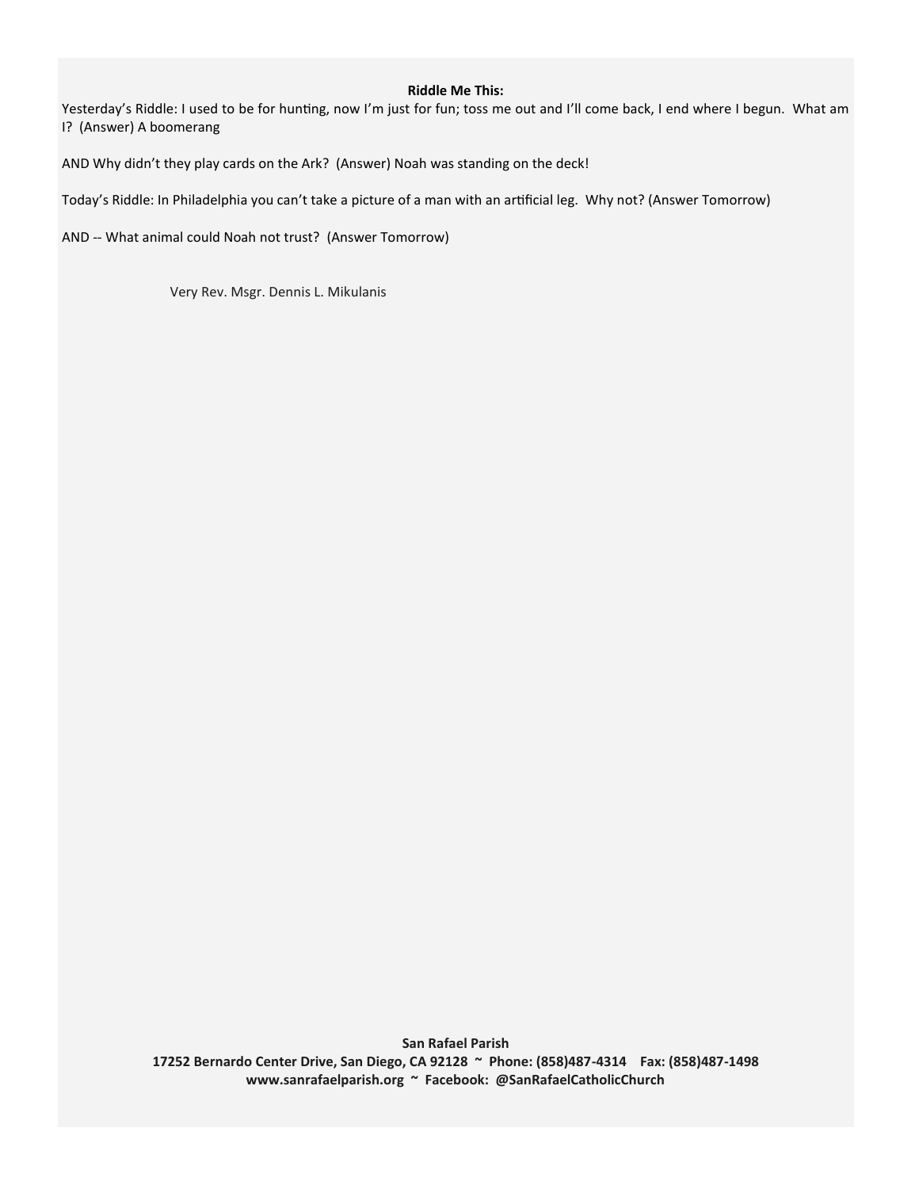**Riddle Me This:**

Yesterday's Riddle: I used to be for hunting, now I'm just for fun; toss me out and I'll come back, I end where I begun. What am I? (Answer) A boomerang

AND Why didn't they play cards on the Ark? (Answer) Noah was standing on the deck!

Today's Riddle: In Philadelphia you can't take a picture of a man with an artificial leg. Why not? (Answer Tomorrow)

AND -- What animal could Noah not trust? (Answer Tomorrow)

Very Rev. Msgr. Dennis L. Mikulanis

**San Rafael Parish**
**17252 Bernardo Center Drive, San Diego, CA 92128 ~ Phone: (858)487-4314 Fax: (858)487-1498**
**www.sanrafaelparish.org ~ Facebook: @SanRafaelCatholicChurch**